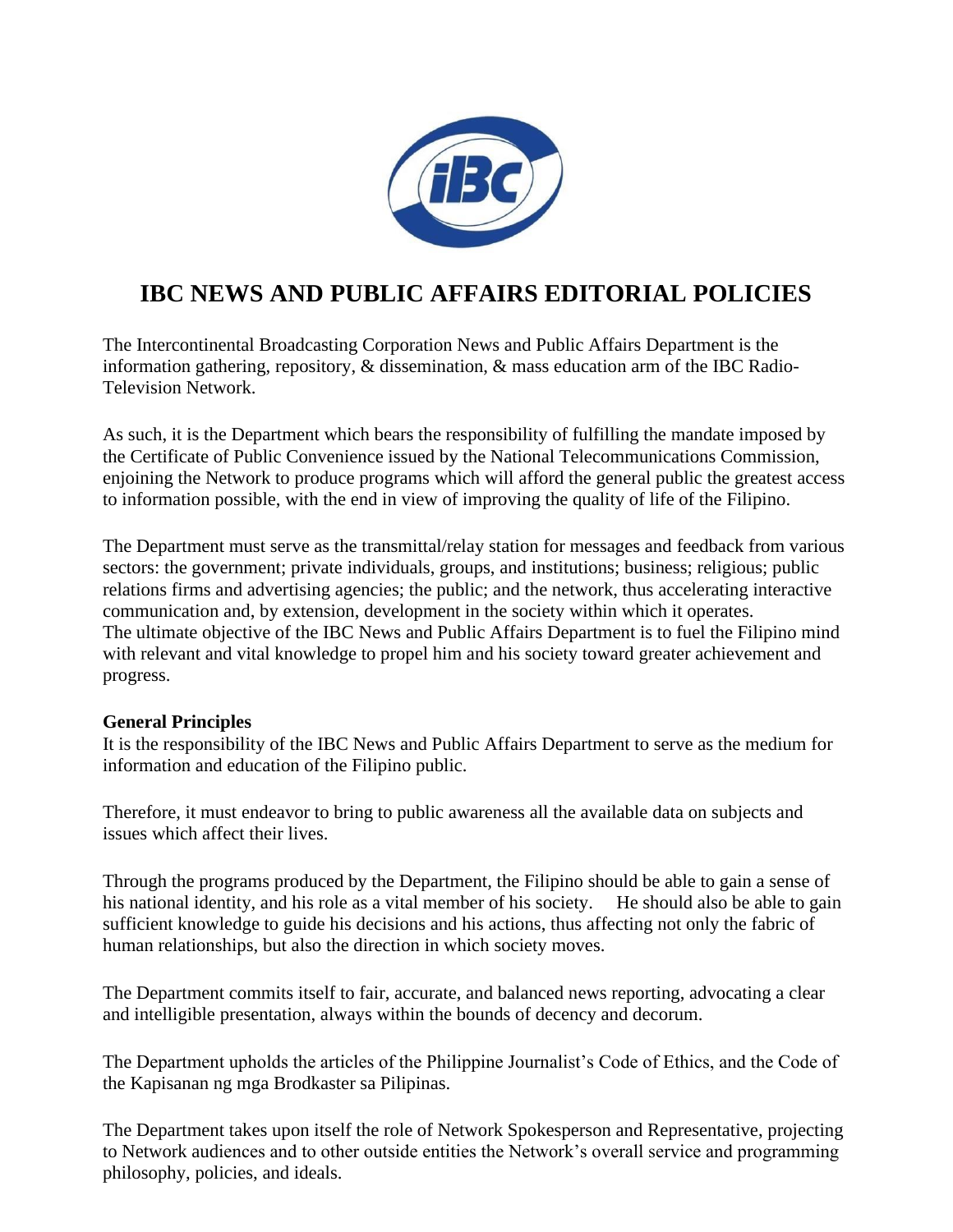# IBC NEWS AND PUBLIC AFFAIRS EDITORIAL POLICIES

The Intercontinental Broadcasting Corporation News and Public Affairs Department is the information gathering, repository, & dissemination, & mass education arm of the IBC Radio-Television Network.

As such, it is the Department which bears the responsibility of fulfilling the mandate imposed by the Certificate of Public Convenience issued by the National Telecommunications Commission, enjoining the Network to produce programs which will afford the general public the greatest access to information possible, with the end in view of improving the quality of life of the Filipino.

The Department must serve as the transmittal/relay station for messages and feedback from various sectors: the government; private individuals, groups, and institutions; business; religious; public relations firms and advertising agencies; the public; and the network, thus accelerating interactive communication and, by extension, development in the society within which it operates.
The ultimate objective of the IBC News and Public Affairs Department is to fuel the Filipino mind with relevant and vital knowledge to propel him and his society toward greater achievement and progress.

**General Principles**
It is the responsibility of the IBC News and Public Affairs Department to serve as the medium for information and education of the Filipino public.

Therefore, it must endeavor to bring to public awareness all the available data on subjects and issues which affect their lives.

Through the programs produced by the Department, the Filipino should be able to gain a sense of his national identity, and his role as a vital member of his society. He should also be able to gain sufficient knowledge to guide his decisions and his actions, thus affecting not only the fabric of human relationships, but also the direction in which society moves.

The Department commits itself to fair, accurate, and balanced news reporting, advocating a clear and intelligible presentation, always within the bounds of decency and decorum.

The Department upholds the articles of the Philippine Journalist's Code of Ethics, and the Code of the Kapisanan ng mga Brodkaster sa Pilipinas.

The Department takes upon itself the role of Network Spokesperson and Representative, projecting to Network audiences and to other outside entities the Network's overall service and programming philosophy, policies, and ideals.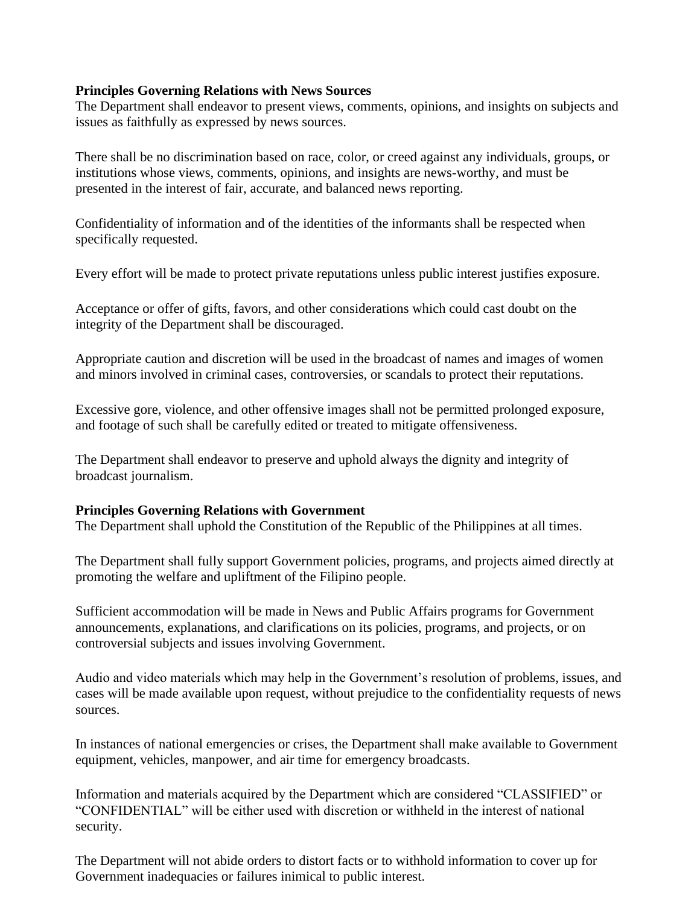**Principles Governing Relations with News Sources**

The Department shall endeavor to present views, comments, opinions, and insights on subjects and issues as faithfully as expressed by news sources.

There shall be no discrimination based on race, color, or creed against any individuals, groups, or institutions whose views, comments, opinions, and insights are news-worthy, and must be presented in the interest of fair, accurate, and balanced news reporting.

Confidentiality of information and of the identities of the informants shall be respected when specifically requested.

Every effort will be made to protect private reputations unless public interest justifies exposure.

Acceptance or offer of gifts, favors, and other considerations which could cast doubt on the integrity of the Department shall be discouraged.

Appropriate caution and discretion will be used in the broadcast of names and images of women and minors involved in criminal cases, controversies, or scandals to protect their reputations.

Excessive gore, violence, and other offensive images shall not be permitted prolonged exposure, and footage of such shall be carefully edited or treated to mitigate offensiveness.

The Department shall endeavor to preserve and uphold always the dignity and integrity of broadcast journalism.

**Principles Governing Relations with Government**

The Department shall uphold the Constitution of the Republic of the Philippines at all times.

The Department shall fully support Government policies, programs, and projects aimed directly at promoting the welfare and upliftment of the Filipino people.

Sufficient accommodation will be made in News and Public Affairs programs for Government announcements, explanations, and clarifications on its policies, programs, and projects, or on controversial subjects and issues involving Government.

Audio and video materials which may help in the Government's resolution of problems, issues, and cases will be made available upon request, without prejudice to the confidentiality requests of news sources.

In instances of national emergencies or crises, the Department shall make available to Government equipment, vehicles, manpower, and air time for emergency broadcasts.

Information and materials acquired by the Department which are considered "CLASSIFIED" or "CONFIDENTIAL" will be either used with discretion or withheld in the interest of national security.

The Department will not abide orders to distort facts or to withhold information to cover up for Government inadequacies or failures inimical to public interest.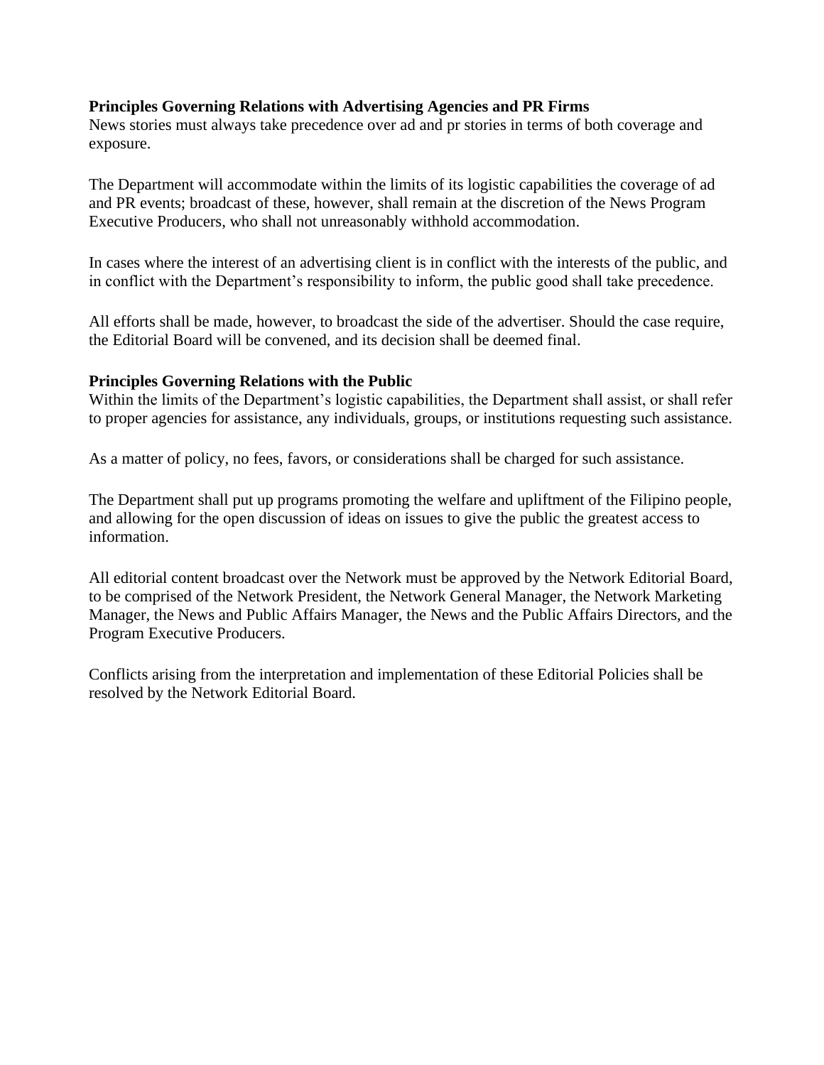**Principles Governing Relations with Advertising Agencies and PR Firms**
News stories must always take precedence over ad and pr stories in terms of both coverage and exposure.

The Department will accommodate within the limits of its logistic capabilities the coverage of ad and PR events; broadcast of these, however, shall remain at the discretion of the News Program Executive Producers, who shall not unreasonably withhold accommodation.

In cases where the interest of an advertising client is in conflict with the interests of the public, and in conflict with the Department's responsibility to inform, the public good shall take precedence.

All efforts shall be made, however, to broadcast the side of the advertiser. Should the case require, the Editorial Board will be convened, and its decision shall be deemed final.

**Principles Governing Relations with the Public**
Within the limits of the Department's logistic capabilities, the Department shall assist, or shall refer to proper agencies for assistance, any individuals, groups, or institutions requesting such assistance.

As a matter of policy, no fees, favors, or considerations shall be charged for such assistance.

The Department shall put up programs promoting the welfare and upliftment of the Filipino people, and allowing for the open discussion of ideas on issues to give the public the greatest access to information.

All editorial content broadcast over the Network must be approved by the Network Editorial Board, to be comprised of the Network President, the Network General Manager, the Network Marketing Manager, the News and Public Affairs Manager, the News and the Public Affairs Directors, and the Program Executive Producers.

Conflicts arising from the interpretation and implementation of these Editorial Policies shall be resolved by the Network Editorial Board.